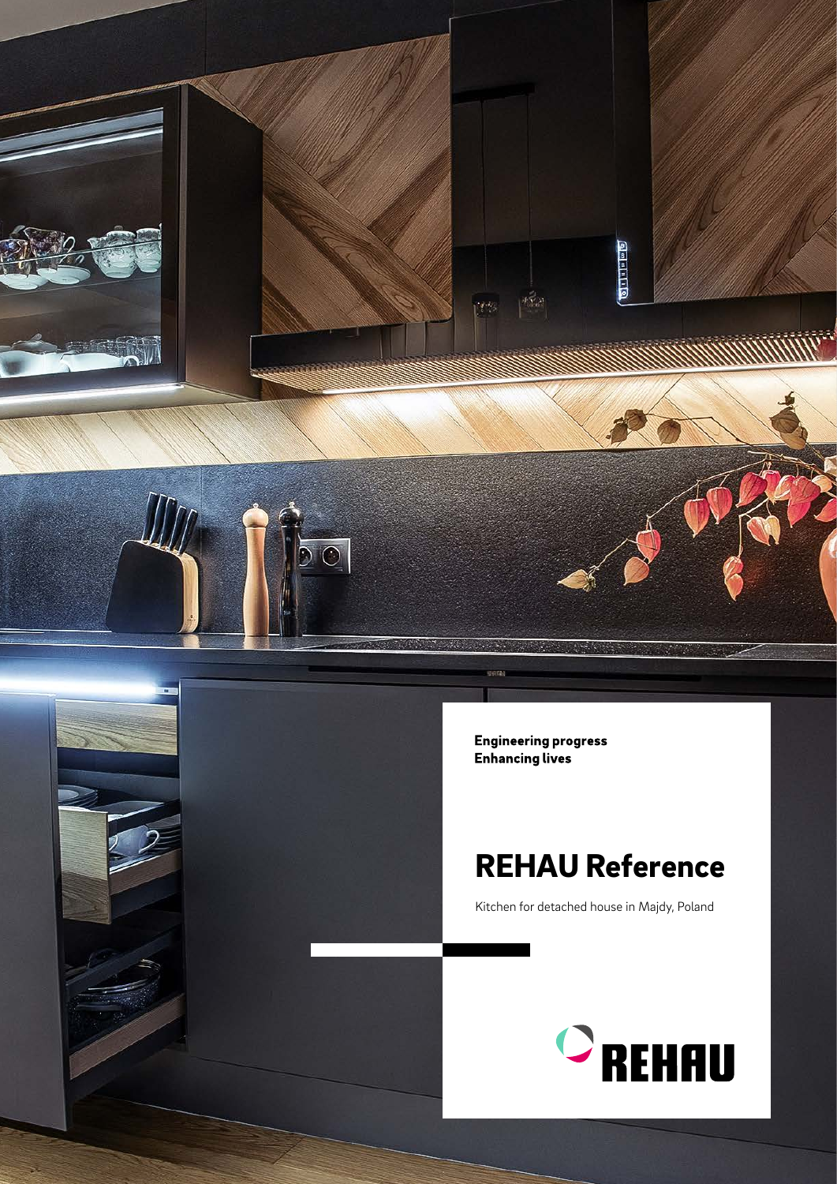**Engineering progress**
**Enhancing lives**

# REHAU Reference

Kitchen for detached house in Majdy, Poland

REHAU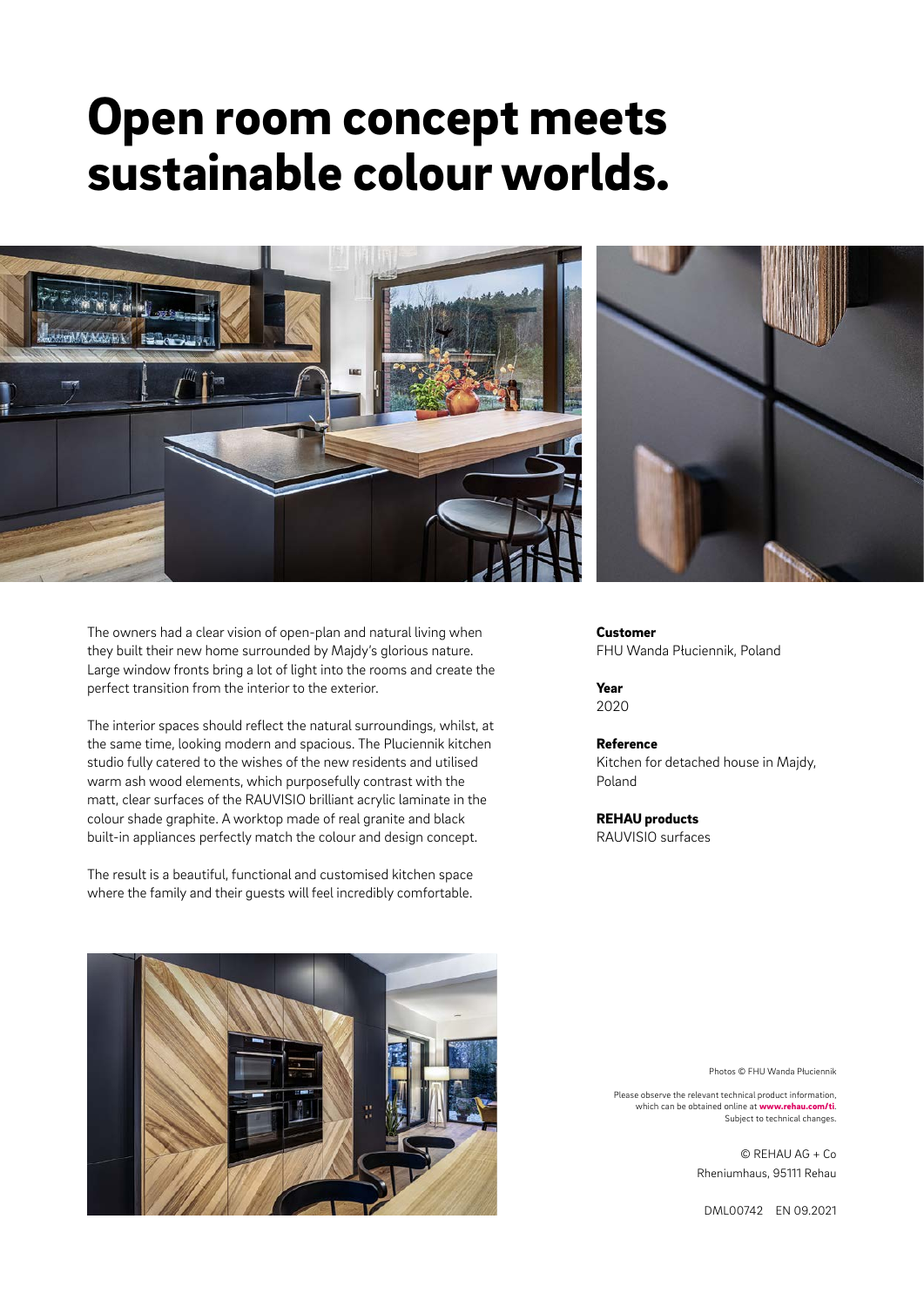# Open room concept meets sustainable colour worlds.

The owners had a clear vision of open-plan and natural living when they built their new home surrounded by Majdy's glorious nature. Large window fronts bring a lot of light into the rooms and create the perfect transition from the interior to the exterior.

The interior spaces should reflect the natural surroundings, whilst, at the same time, looking modern and spacious. The Pluciennik kitchen studio fully catered to the wishes of the new residents and utilised warm ash wood elements, which purposefully contrast with the matt, clear surfaces of the RAUVISIO brilliant acrylic laminate in the colour shade graphite. A worktop made of real granite and black built-in appliances perfectly match the colour and design concept.

The result is a beautiful, functional and customised kitchen space where the family and their guests will feel incredibly comfortable.

**Customer**
FHU Wanda Płuciennik, Poland

**Year**
2020

**Reference**
Kitchen for detached house in Majdy, Poland

**REHAU products**
RAUVISIO surfaces

Photos © FHU Wanda Płuciennik

Please observe the relevant technical product information, which can be obtained online at **www.rehau.com/ti**. Subject to technical changes.

© REHAU AG + Co
Rheniumhaus, 95111 Rehau

DML00742 EN 09.2021